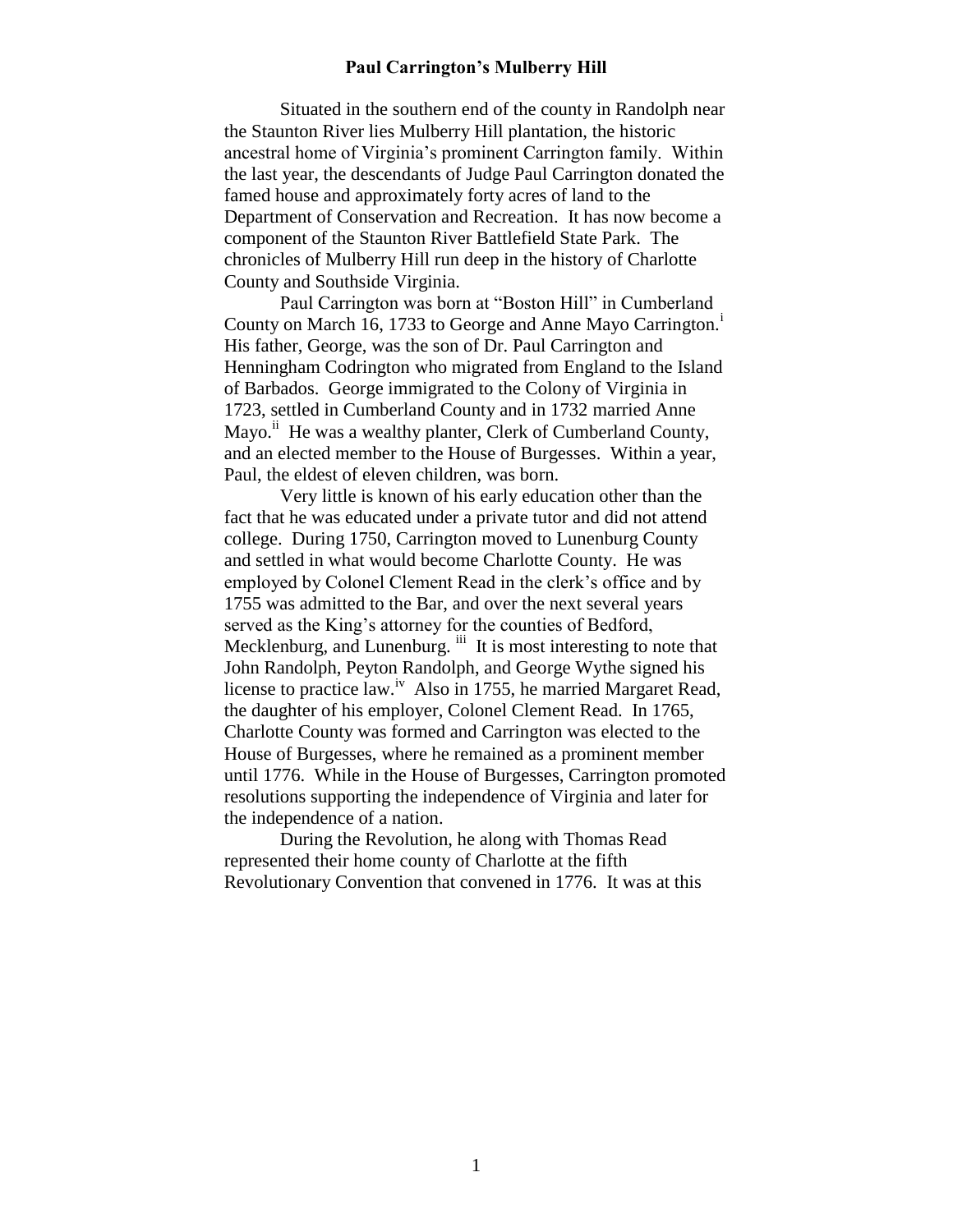# Paul Carrington's Mulberry Hill

Situated in the southern end of the county in Randolph near the Staunton River lies Mulberry Hill plantation, the historic ancestral home of Virginia's prominent Carrington family. Within the last year, the descendants of Judge Paul Carrington donated the famed house and approximately forty acres of land to the Department of Conservation and Recreation. It has now become a component of the Staunton River Battlefield State Park. The chronicles of Mulberry Hill run deep in the history of Charlotte County and Southside Virginia.

Paul Carrington was born at "Boston Hill" in Cumberland County on March 16, 1733 to George and Anne Mayo Carrington.[i] His father, George, was the son of Dr. Paul Carrington and Henningham Codrington who migrated from England to the Island of Barbados. George immigrated to the Colony of Virginia in 1723, settled in Cumberland County and in 1732 married Anne Mayo.[ii] He was a wealthy planter, Clerk of Cumberland County, and an elected member to the House of Burgesses. Within a year, Paul, the eldest of eleven children, was born.

Very little is known of his early education other than the fact that he was educated under a private tutor and did not attend college. During 1750, Carrington moved to Lunenburg County and settled in what would become Charlotte County. He was employed by Colonel Clement Read in the clerk's office and by 1755 was admitted to the Bar, and over the next several years served as the King's attorney for the counties of Bedford, Mecklenburg, and Lunenburg.[iii] It is most interesting to note that John Randolph, Peyton Randolph, and George Wythe signed his license to practice law.[iv] Also in 1755, he married Margaret Read, the daughter of his employer, Colonel Clement Read. In 1765, Charlotte County was formed and Carrington was elected to the House of Burgesses, where he remained as a prominent member until 1776. While in the House of Burgesses, Carrington promoted resolutions supporting the independence of Virginia and later for the independence of a nation.

During the Revolution, he along with Thomas Read represented their home county of Charlotte at the fifth Revolutionary Convention that convened in 1776. It was at this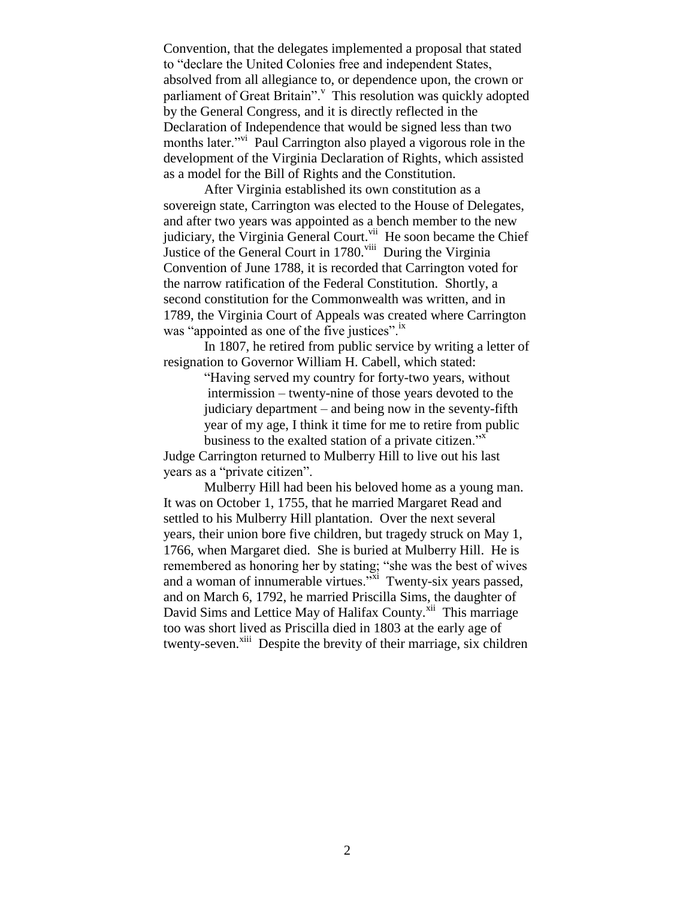Convention, that the delegates implemented a proposal that stated to "declare the United Colonies free and independent States, absolved from all allegiance to, or dependence upon, the crown or parliament of Great Britain".[v] This resolution was quickly adopted by the General Congress, and it is directly reflected in the Declaration of Independence that would be signed less than two months later."[vi] Paul Carrington also played a vigorous role in the development of the Virginia Declaration of Rights, which assisted as a model for the Bill of Rights and the Constitution.

After Virginia established its own constitution as a sovereign state, Carrington was elected to the House of Delegates, and after two years was appointed as a bench member to the new judiciary, the Virginia General Court.[vii] He soon became the Chief Justice of the General Court in 1780.[viii] During the Virginia Convention of June 1788, it is recorded that Carrington voted for the narrow ratification of the Federal Constitution. Shortly, a second constitution for the Commonwealth was written, and in 1789, the Virginia Court of Appeals was created where Carrington was "appointed as one of the five justices".[ix]

In 1807, he retired from public service by writing a letter of resignation to Governor William H. Cabell, which stated:

> "Having served my country for forty-two years, without intermission – twenty-nine of those years devoted to the judiciary department – and being now in the seventy-fifth year of my age, I think it time for me to retire from public business to the exalted station of a private citizen."[x]

Judge Carrington returned to Mulberry Hill to live out his last years as a "private citizen".

Mulberry Hill had been his beloved home as a young man. It was on October 1, 1755, that he married Margaret Read and settled to his Mulberry Hill plantation. Over the next several years, their union bore five children, but tragedy struck on May 1, 1766, when Margaret died. She is buried at Mulberry Hill. He is remembered as honoring her by stating; "she was the best of wives and a woman of innumerable virtues."[xi] Twenty-six years passed, and on March 6, 1792, he married Priscilla Sims, the daughter of David Sims and Lettice May of Halifax County.[xii] This marriage too was short lived as Priscilla died in 1803 at the early age of twenty-seven.[xiii] Despite the brevity of their marriage, six children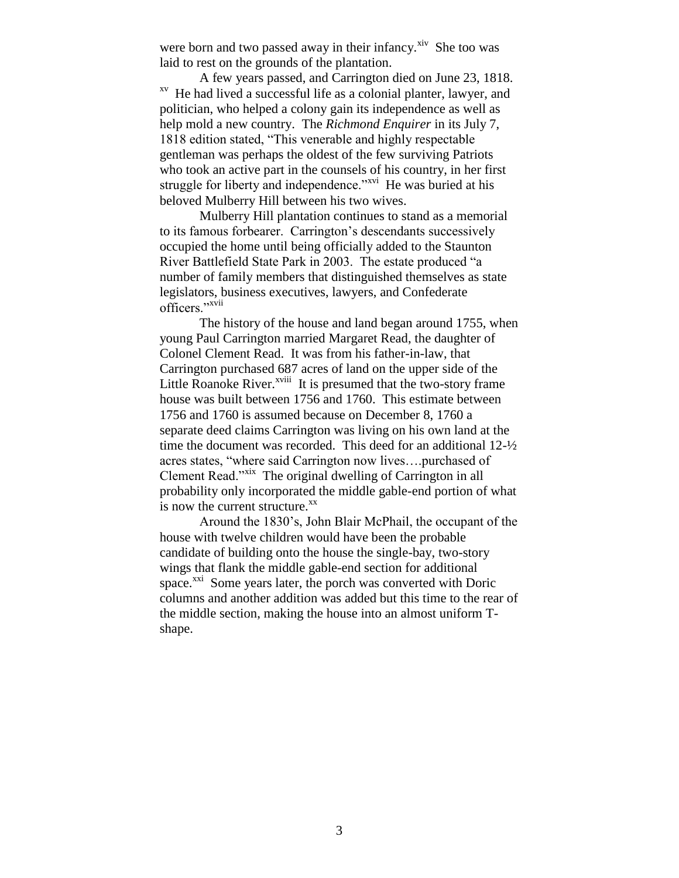were born and two passed away in their infancy.[xiv] She too was laid to rest on the grounds of the plantation.

A few years passed, and Carrington died on June 23, 1818.[xv] He had lived a successful life as a colonial planter, lawyer, and politician, who helped a colony gain its independence as well as help mold a new country. The *Richmond Enquirer* in its July 7, 1818 edition stated, "This venerable and highly respectable gentleman was perhaps the oldest of the few surviving Patriots who took an active part in the counsels of his country, in her first struggle for liberty and independence."[xvi] He was buried at his beloved Mulberry Hill between his two wives.

Mulberry Hill plantation continues to stand as a memorial to its famous forbearer. Carrington's descendants successively occupied the home until being officially added to the Staunton River Battlefield State Park in 2003. The estate produced "a number of family members that distinguished themselves as state legislators, business executives, lawyers, and Confederate officers."[xvii]

The history of the house and land began around 1755, when young Paul Carrington married Margaret Read, the daughter of Colonel Clement Read. It was from his father-in-law, that Carrington purchased 687 acres of land on the upper side of the Little Roanoke River.[xviii] It is presumed that the two-story frame house was built between 1756 and 1760. This estimate between 1756 and 1760 is assumed because on December 8, 1760 a separate deed claims Carrington was living on his own land at the time the document was recorded. This deed for an additional 12-½ acres states, "where said Carrington now lives….purchased of Clement Read."[xix] The original dwelling of Carrington in all probability only incorporated the middle gable-end portion of what is now the current structure.[xx]

Around the 1830's, John Blair McPhail, the occupant of the house with twelve children would have been the probable candidate of building onto the house the single-bay, two-story wings that flank the middle gable-end section for additional space.[xxi] Some years later, the porch was converted with Doric columns and another addition was added but this time to the rear of the middle section, making the house into an almost uniform T-shape.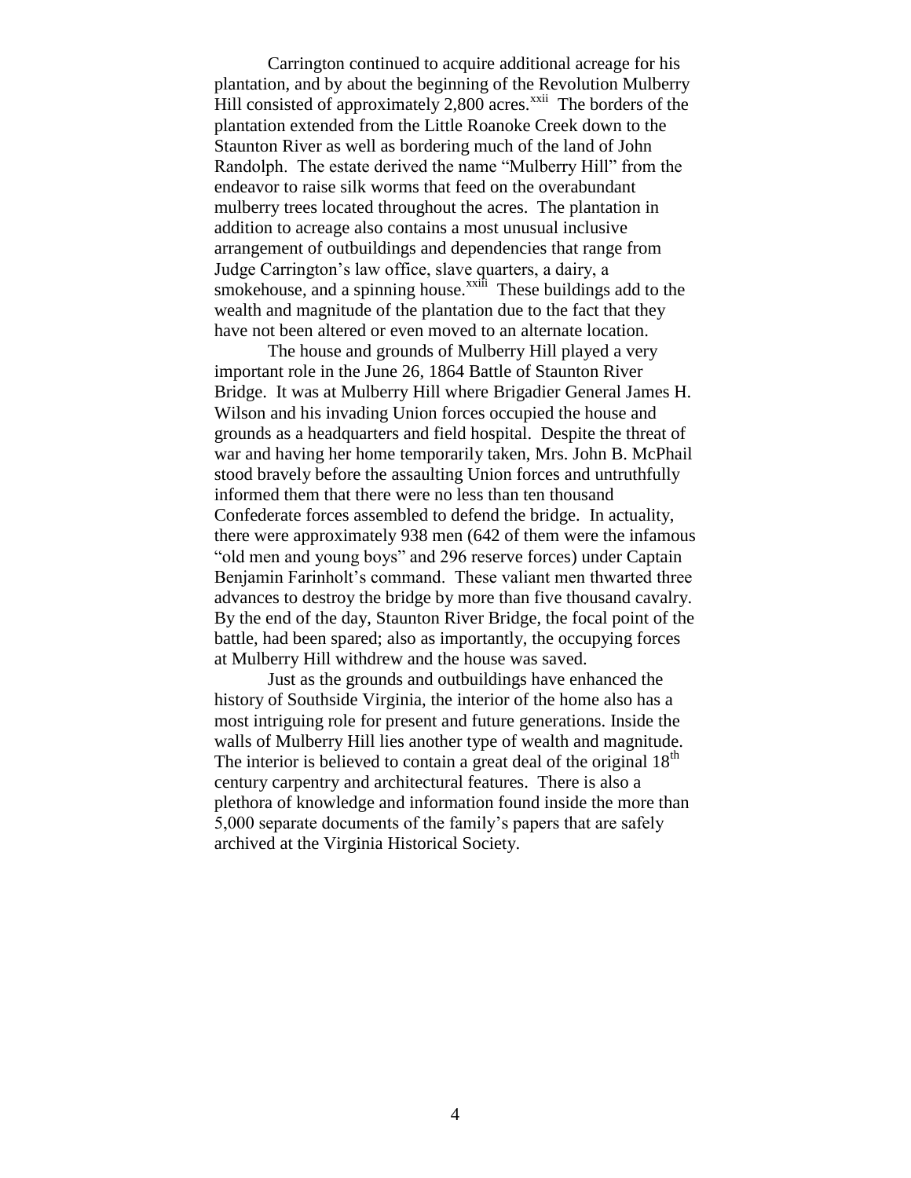Carrington continued to acquire additional acreage for his plantation, and by about the beginning of the Revolution Mulberry Hill consisted of approximately 2,800 acres.[xxii] The borders of the plantation extended from the Little Roanoke Creek down to the Staunton River as well as bordering much of the land of John Randolph. The estate derived the name "Mulberry Hill" from the endeavor to raise silk worms that feed on the overabundant mulberry trees located throughout the acres. The plantation in addition to acreage also contains a most unusual inclusive arrangement of outbuildings and dependencies that range from Judge Carrington's law office, slave quarters, a dairy, a smokehouse, and a spinning house.[xxiii] These buildings add to the wealth and magnitude of the plantation due to the fact that they have not been altered or even moved to an alternate location.

The house and grounds of Mulberry Hill played a very important role in the June 26, 1864 Battle of Staunton River Bridge. It was at Mulberry Hill where Brigadier General James H. Wilson and his invading Union forces occupied the house and grounds as a headquarters and field hospital. Despite the threat of war and having her home temporarily taken, Mrs. John B. McPhail stood bravely before the assaulting Union forces and untruthfully informed them that there were no less than ten thousand Confederate forces assembled to defend the bridge. In actuality, there were approximately 938 men (642 of them were the infamous "old men and young boys" and 296 reserve forces) under Captain Benjamin Farinholt's command. These valiant men thwarted three advances to destroy the bridge by more than five thousand cavalry. By the end of the day, Staunton River Bridge, the focal point of the battle, had been spared; also as importantly, the occupying forces at Mulberry Hill withdrew and the house was saved.

Just as the grounds and outbuildings have enhanced the history of Southside Virginia, the interior of the home also has a most intriguing role for present and future generations. Inside the walls of Mulberry Hill lies another type of wealth and magnitude. The interior is believed to contain a great deal of the original 18th century carpentry and architectural features. There is also a plethora of knowledge and information found inside the more than 5,000 separate documents of the family's papers that are safely archived at the Virginia Historical Society.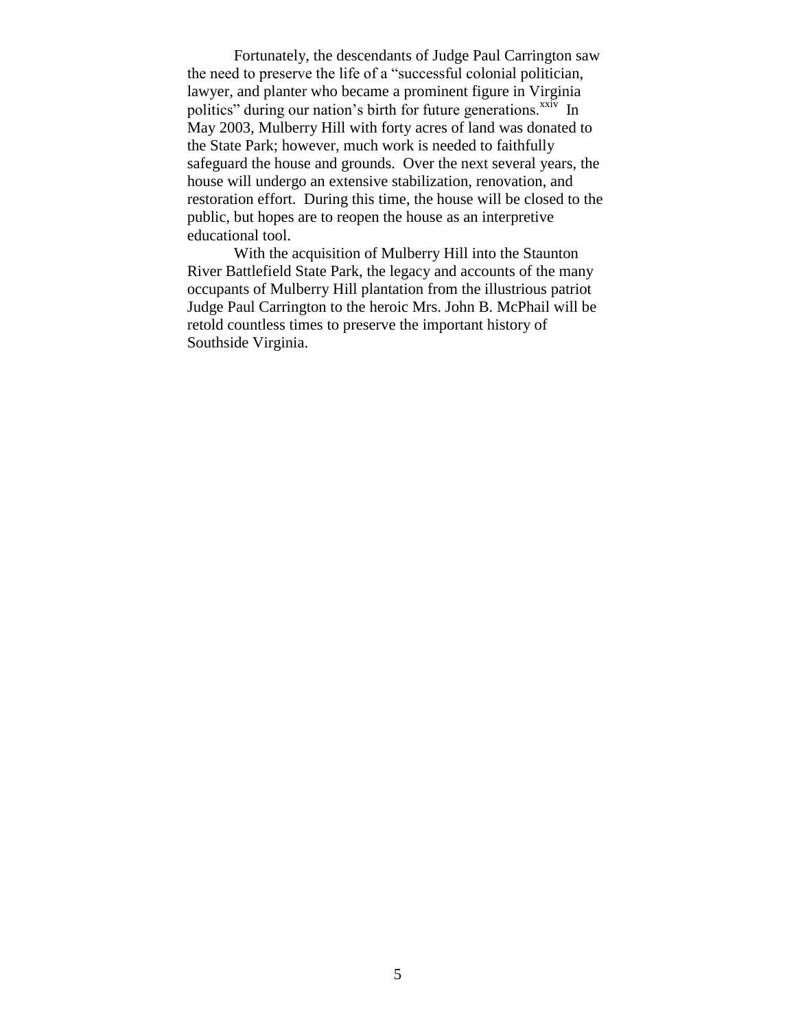Fortunately, the descendants of Judge Paul Carrington saw the need to preserve the life of a "successful colonial politician, lawyer, and planter who became a prominent figure in Virginia politics" during our nation's birth for future generations.[xxiv] In May 2003, Mulberry Hill with forty acres of land was donated to the State Park; however, much work is needed to faithfully safeguard the house and grounds. Over the next several years, the house will undergo an extensive stabilization, renovation, and restoration effort. During this time, the house will be closed to the public, but hopes are to reopen the house as an interpretive educational tool.

With the acquisition of Mulberry Hill into the Staunton River Battlefield State Park, the legacy and accounts of the many occupants of Mulberry Hill plantation from the illustrious patriot Judge Paul Carrington to the heroic Mrs. John B. McPhail will be retold countless times to preserve the important history of Southside Virginia.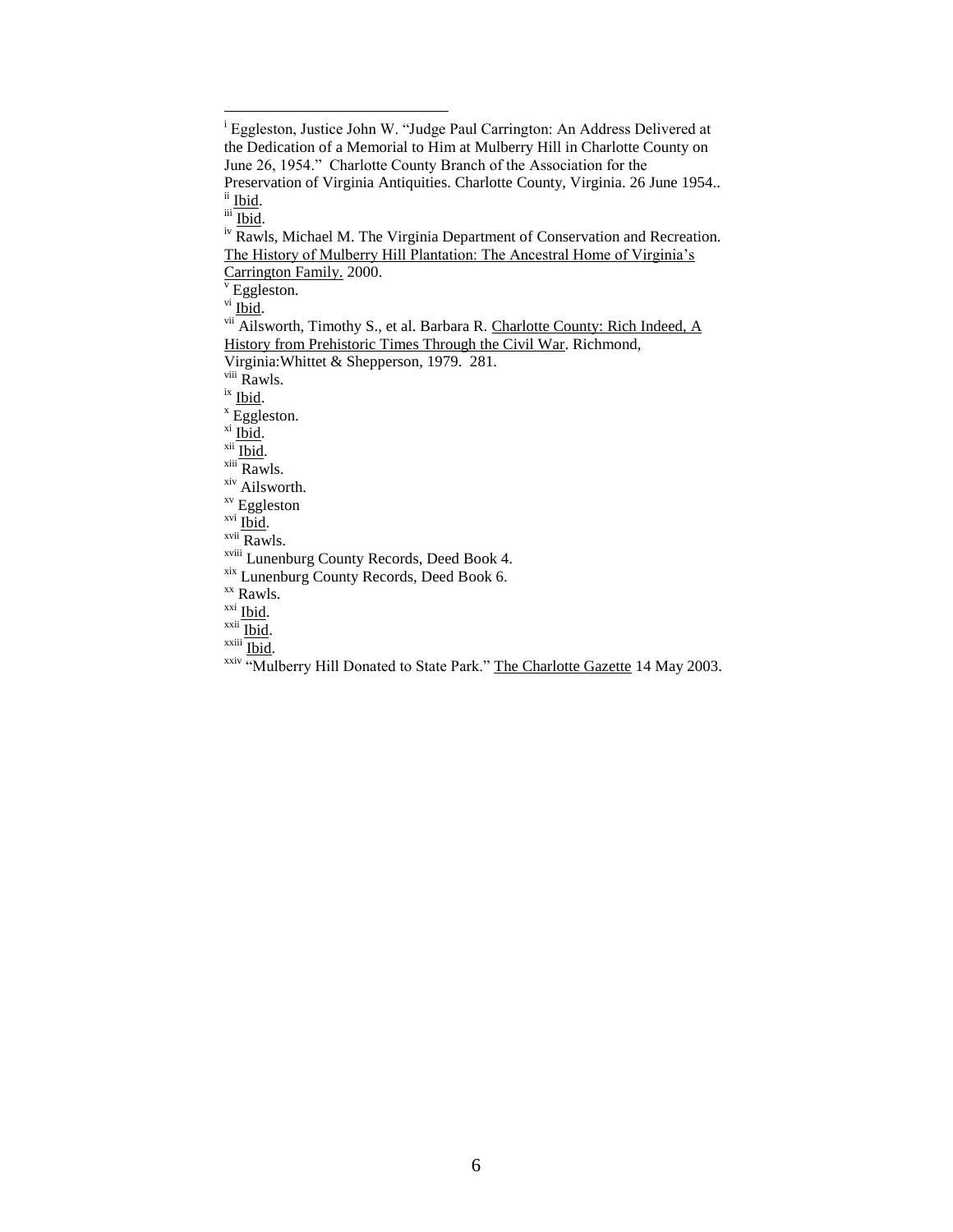[i] Eggleston, Justice John W. "Judge Paul Carrington: An Address Delivered at the Dedication of a Memorial to Him at Mulberry Hill in Charlotte County on June 26, 1954." Charlotte County Branch of the Association for the Preservation of Virginia Antiquities. Charlotte County, Virginia. 26 June 1954..

[ii] Ibid.

[iii] Ibid.

[iv] Rawls, Michael M. The Virginia Department of Conservation and Recreation. The History of Mulberry Hill Plantation: The Ancestral Home of Virginia's Carrington Family. 2000.

[v] Eggleston.

[vi] Ibid.

[vii] Ailsworth, Timothy S., et al. Barbara R. Charlotte County: Rich Indeed, A History from Prehistoric Times Through the Civil War. Richmond, Virginia:Whittet & Shepperson, 1979. 281.

[viii] Rawls.

[ix] Ibid.

[x] Eggleston.

[xi] Ibid.

[xii] Ibid.

[xiii] Rawls.

[xiv] Ailsworth.

[xv] Eggleston

[xvi] Ibid.

[xvii] Rawls.

[xviii] Lunenburg County Records, Deed Book 4.

[xix] Lunenburg County Records, Deed Book 6.

[xx] Rawls.

[xxi] Ibid.

[xxii] Ibid.

[xxiii] Ibid.

[xxiv] "Mulberry Hill Donated to State Park." The Charlotte Gazette 14 May 2003.